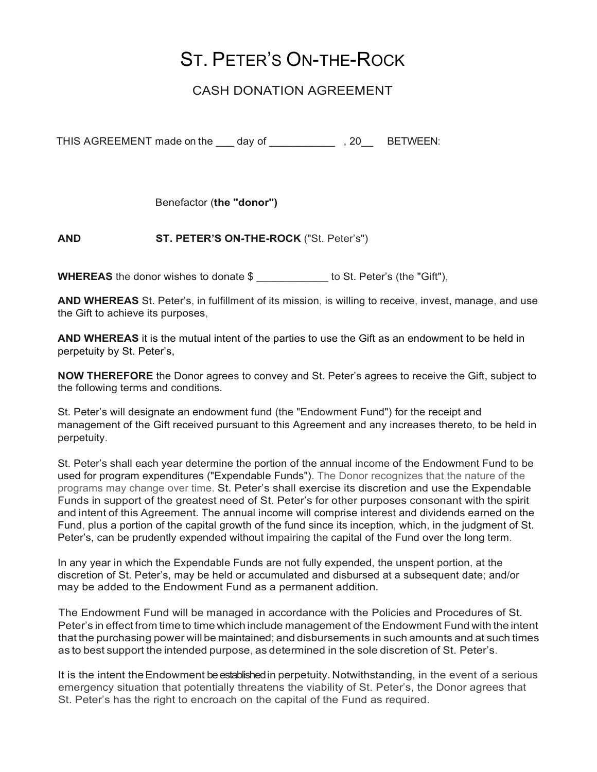# ST. PETER'S ON-THE-ROCK

## CASH DONATION AGREEMENT

THIS AGREEMENT made on the ___ day of ___________ , 20__ BETWEEN:

Benefactor (**the "donor")**

**AND** **ST. PETER'S ON-THE-ROCK** ("St. Peter's")

**WHEREAS** the donor wishes to donate $ ____________ to St. Peter's (the "Gift"),

**AND WHEREAS** St. Peter's, in fulfillment of its mission, is willing to receive, invest, manage, and use the Gift to achieve its purposes,

**AND WHEREAS** it is the mutual intent of the parties to use the Gift as an endowment to be held in perpetuity by St. Peter's,

**NOW THEREFORE** the Donor agrees to convey and St. Peter's agrees to receive the Gift, subject to the following terms and conditions.

St. Peter's will designate an endowment fund (the "Endowment Fund") for the receipt and management of the Gift received pursuant to this Agreement and any increases thereto, to be held in perpetuity.

St. Peter's shall each year determine the portion of the annual income of the Endowment Fund to be used for program expenditures ("Expendable Funds"). The Donor recognizes that the nature of the programs may change over time. St. Peter's shall exercise its discretion and use the Expendable Funds in support of the greatest need of St. Peter's for other purposes consonant with the spirit and intent of this Agreement. The annual income will comprise interest and dividends earned on the Fund, plus a portion of the capital growth of the fund since its inception, which, in the judgment of St. Peter's, can be prudently expended without impairing the capital of the Fund over the long term.

In any year in which the Expendable Funds are not fully expended, the unspent portion, at the discretion of St. Peter's, may be held or accumulated and disbursed at a subsequent date; and/or may be added to the Endowment Fund as a permanent addition.

The Endowment Fund will be managed in accordance with the Policies and Procedures of St. Peter's in effect from time to time which include management of the Endowment Fund with the intent that the purchasing power will be maintained; and disbursements in such amounts and at such times as to best support the intended purpose, as determined in the sole discretion of St. Peter's.

It is the intent the Endowment be established in perpetuity. Notwithstanding, in the event of a serious emergency situation that potentially threatens the viability of St. Peter's, the Donor agrees that St. Peter's has the right to encroach on the capital of the Fund as required.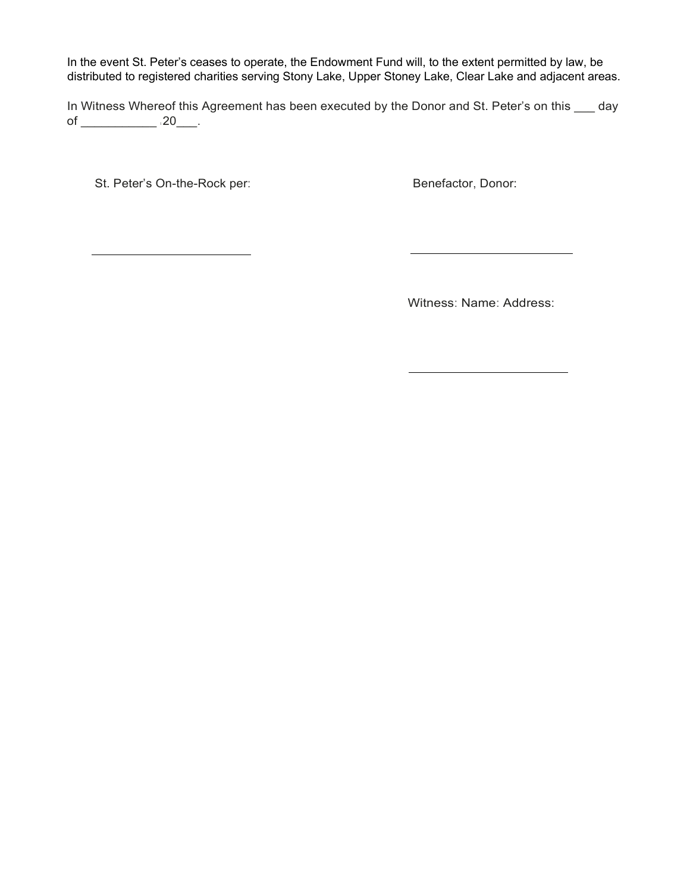In the event St. Peter's ceases to operate, the Endowment Fund will, to the extent permitted by law, be distributed to registered charities serving Stony Lake, Upper Stoney Lake, Clear Lake and adjacent areas.

In Witness Whereof this Agreement has been executed by the Donor and St. Peter's on this ___ day of ___________ ,20___.

St. Peter's On-the-Rock per:

_________________________

Benefactor, Donor:

_________________________

Witness: Name: Address:

_________________________